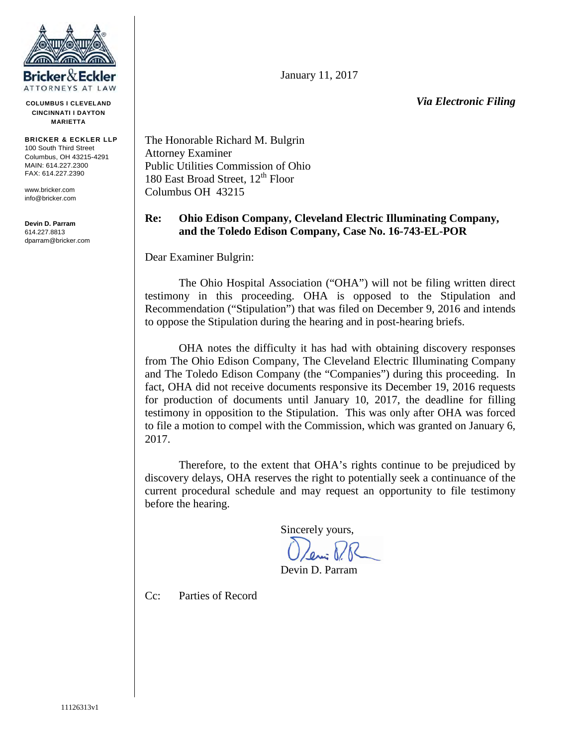Bricker & Eckler
ATTORNEYS AT LAW

COLUMBUS I CLEVELAND
CINCINNATI I DAYTON
MARIETTA

**BRICKER & ECKLER LLP**
100 South Third Street
Columbus, OH 43215-4291
MAIN: 614.227.2300
FAX: 614.227.2390

www.bricker.com
info@bricker.com

**Devin D. Parram**
614.227.8813
dparram@bricker.com

January 11, 2017

***Via Electronic Filing***

The Honorable Richard M. Bulgrin
Attorney Examiner
Public Utilities Commission of Ohio
180 East Broad Street, 12th Floor
Columbus OH 43215

**Re: Ohio Edison Company, Cleveland Electric Illuminating Company, and the Toledo Edison Company, Case No. 16-743-EL-POR**

Dear Examiner Bulgrin:

The Ohio Hospital Association ("OHA") will not be filing written direct testimony in this proceeding. OHA is opposed to the Stipulation and Recommendation ("Stipulation") that was filed on December 9, 2016 and intends to oppose the Stipulation during the hearing and in post-hearing briefs.

OHA notes the difficulty it has had with obtaining discovery responses from The Ohio Edison Company, The Cleveland Electric Illuminating Company and The Toledo Edison Company (the "Companies") during this proceeding. In fact, OHA did not receive documents responsive its December 19, 2016 requests for production of documents until January 10, 2017, the deadline for filling testimony in opposition to the Stipulation. This was only after OHA was forced to file a motion to compel with the Commission, which was granted on January 6, 2017.

Therefore, to the extent that OHA's rights continue to be prejudiced by discovery delays, OHA reserves the right to potentially seek a continuance of the current procedural schedule and may request an opportunity to file testimony before the hearing.

Sincerely yours,

Devin D. Parram

Cc: Parties of Record

11126313v1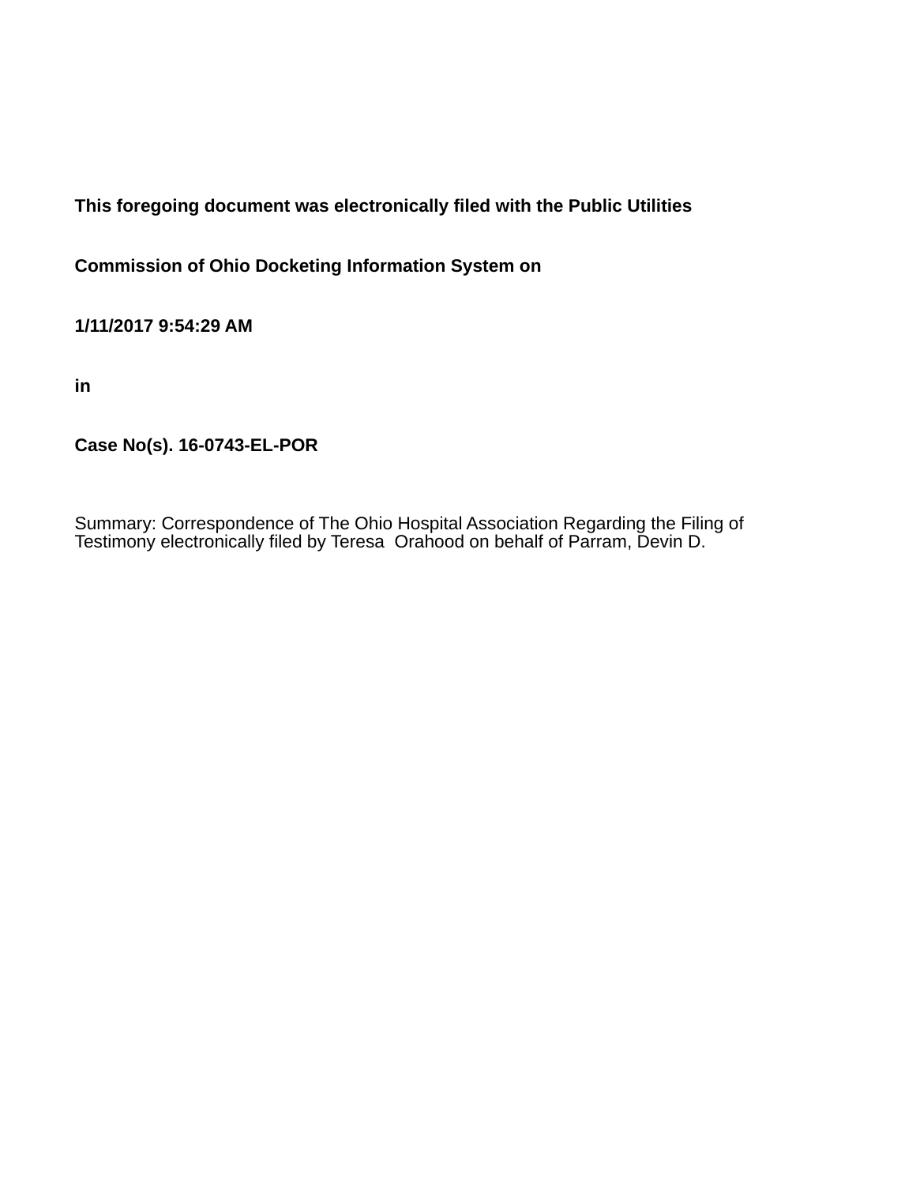**This foregoing document was electronically filed with the Public Utilities**

**Commission of Ohio Docketing Information System on**

**1/11/2017 9:54:29 AM**

**in**

**Case No(s). 16-0743-EL-POR**

Summary: Correspondence of The Ohio Hospital Association Regarding the Filing of Testimony electronically filed by Teresa Orahood on behalf of Parram, Devin D.